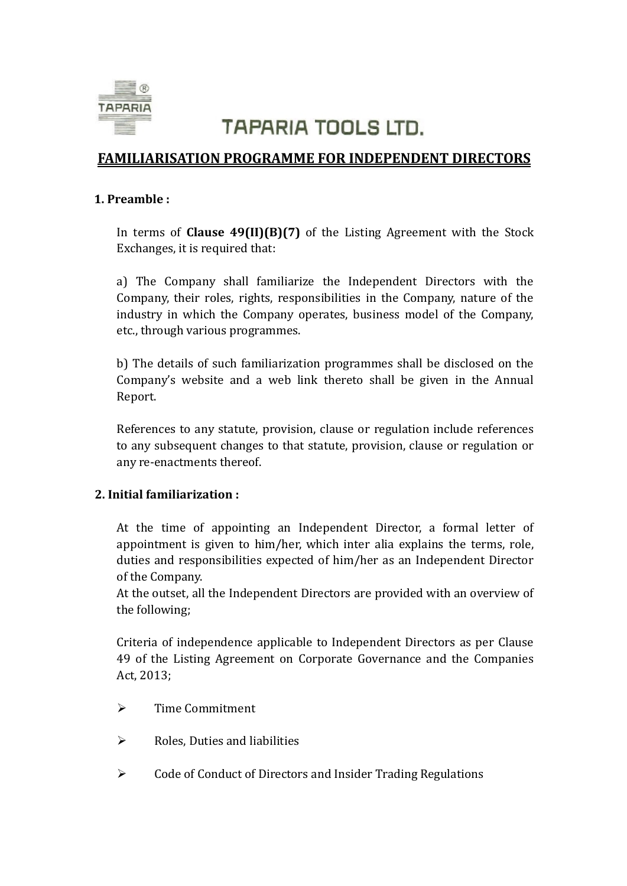# TAPARIA TOOLS LTD.

## FAMILIARISATION PROGRAMME FOR INDEPENDENT DIRECTORS

### 1. Preamble :

In terms of **Clause 49(II)(B)(7)** of the Listing Agreement with the Stock Exchanges, it is required that:

a) The Company shall familiarize the Independent Directors with the Company, their roles, rights, responsibilities in the Company, nature of the industry in which the Company operates, business model of the Company, etc., through various programmes.

b) The details of such familiarization programmes shall be disclosed on the Company's website and a web link thereto shall be given in the Annual Report.

References to any statute, provision, clause or regulation include references to any subsequent changes to that statute, provision, clause or regulation or any re-enactments thereof.

### 2. Initial familiarization :

At the time of appointing an Independent Director, a formal letter of appointment is given to him/her, which inter alia explains the terms, role, duties and responsibilities expected of him/her as an Independent Director of the Company.
At the outset, all the Independent Directors are provided with an overview of the following;

Criteria of independence applicable to Independent Directors as per Clause 49 of the Listing Agreement on Corporate Governance and the Companies Act, 2013;

- Time Commitment
- Roles, Duties and liabilities
- Code of Conduct of Directors and Insider Trading Regulations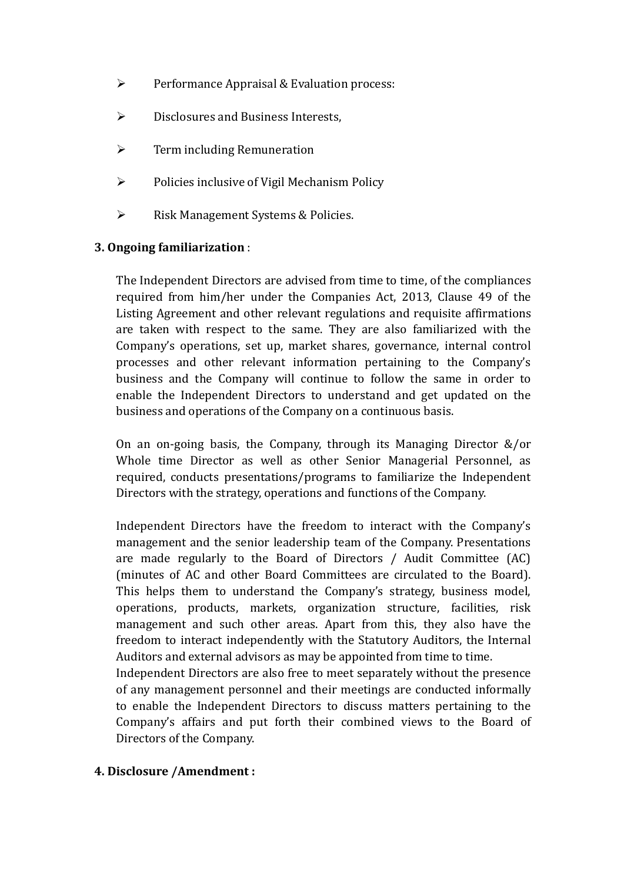- Performance Appraisal & Evaluation process:
- Disclosures and Business Interests,
- Term including Remuneration
- Policies inclusive of Vigil Mechanism Policy
- Risk Management Systems & Policies.

**3. Ongoing familiarization** :

The Independent Directors are advised from time to time, of the compliances required from him/her under the Companies Act, 2013, Clause 49 of the Listing Agreement and other relevant regulations and requisite affirmations are taken with respect to the same. They are also familiarized with the Company's operations, set up, market shares, governance, internal control processes and other relevant information pertaining to the Company's business and the Company will continue to follow the same in order to enable the Independent Directors to understand and get updated on the business and operations of the Company on a continuous basis.

On an on-going basis, the Company, through its Managing Director &/or Whole time Director as well as other Senior Managerial Personnel, as required, conducts presentations/programs to familiarize the Independent Directors with the strategy, operations and functions of the Company.

Independent Directors have the freedom to interact with the Company's management and the senior leadership team of the Company. Presentations are made regularly to the Board of Directors / Audit Committee (AC) (minutes of AC and other Board Committees are circulated to the Board). This helps them to understand the Company's strategy, business model, operations, products, markets, organization structure, facilities, risk management and such other areas. Apart from this, they also have the freedom to interact independently with the Statutory Auditors, the Internal Auditors and external advisors as may be appointed from time to time.
Independent Directors are also free to meet separately without the presence of any management personnel and their meetings are conducted informally to enable the Independent Directors to discuss matters pertaining to the Company's affairs and put forth their combined views to the Board of Directors of the Company.

**4. Disclosure /Amendment :**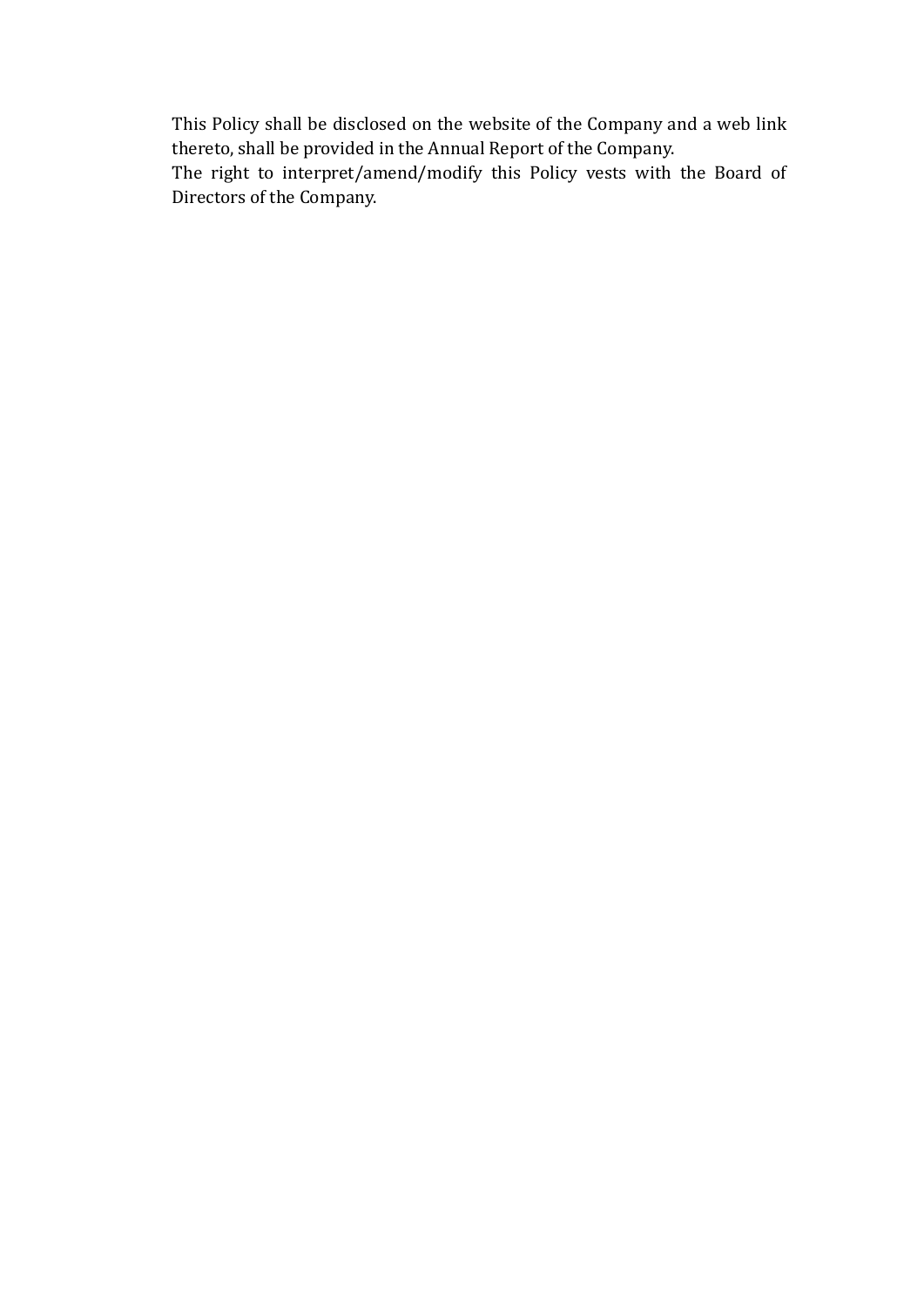This Policy shall be disclosed on the website of the Company and a web link thereto, shall be provided in the Annual Report of the Company.

The right to interpret/amend/modify this Policy vests with the Board of Directors of the Company.